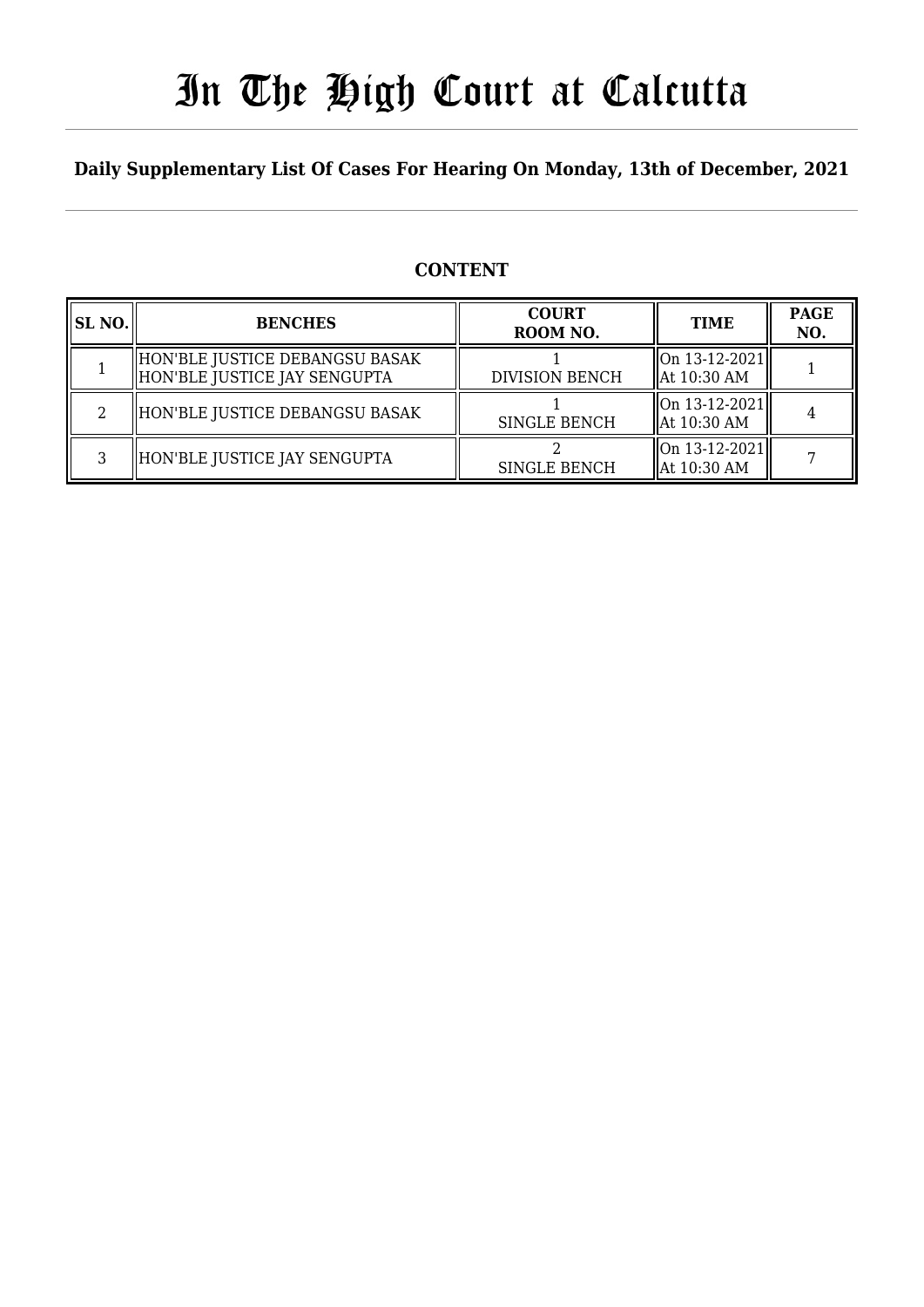# In The High Court at Calcutta

**Daily Supplementary List Of Cases For Hearing On Monday, 13th of December, 2021**

## CONTENT

| SL NO. | BENCHES | COURT ROOM NO. | TIME | PAGE NO. |
|---|---|---|---|---|
| 1 | HON'BLE JUSTICE DEBANGSU BASAK<br>HON'BLE JUSTICE JAY SENGUPTA | 1<br>DIVISION BENCH | On 13-12-2021<br>At 10:30 AM | 1 |
| 2 | HON'BLE JUSTICE DEBANGSU BASAK | 1<br>SINGLE BENCH | On 13-12-2021<br>At 10:30 AM | 4 |
| 3 | HON'BLE JUSTICE JAY SENGUPTA | 2<br>SINGLE BENCH | On 13-12-2021<br>At 10:30 AM | 7 |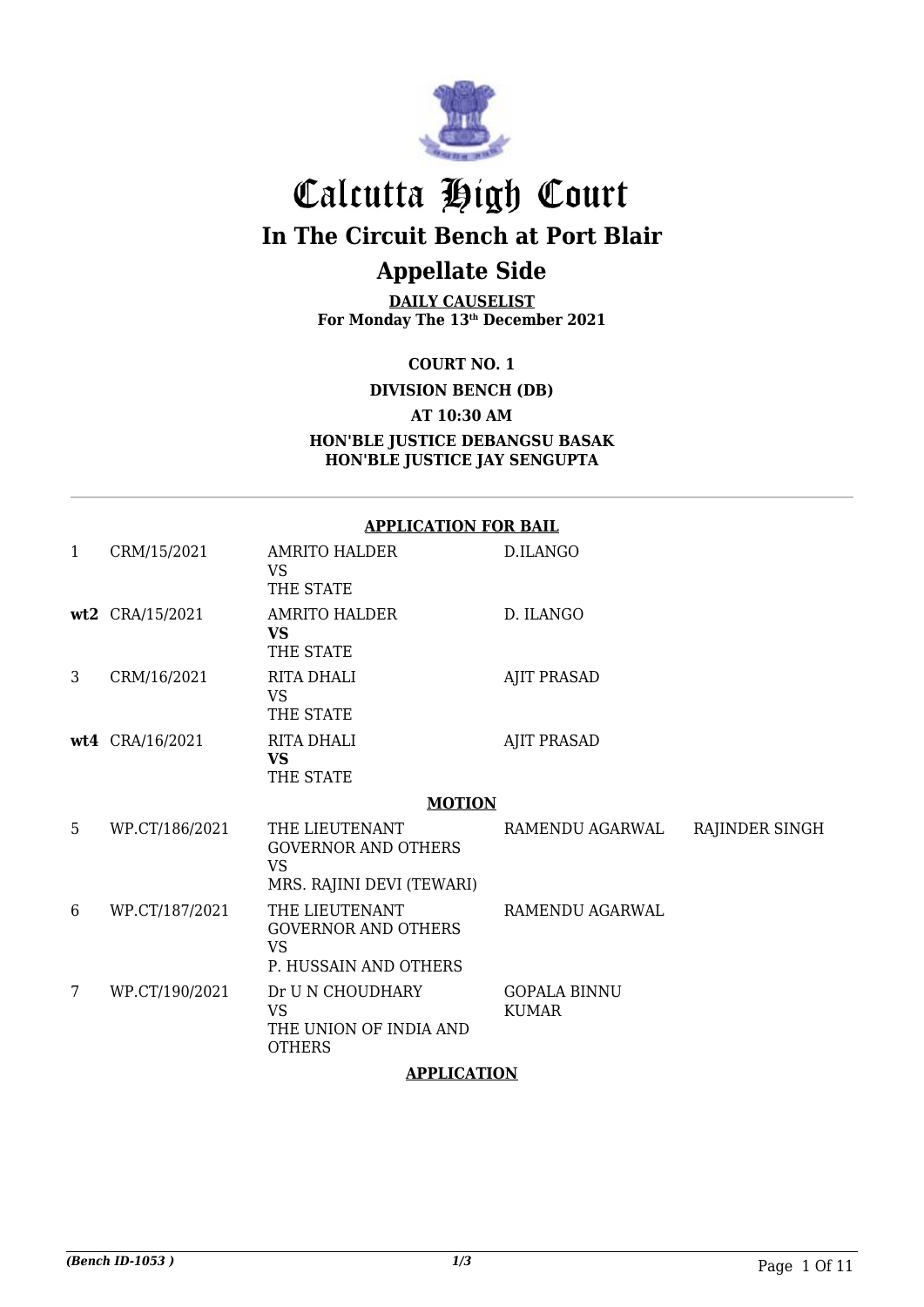# Calcutta High Court

## In The Circuit Bench at Port Blair

## Appellate Side

**DAILY CAUSELIST**
**For Monday The 13th December 2021**

**COURT NO. 1**

**DIVISION BENCH (DB)**

**AT 10:30 AM**

**HON'BLE JUSTICE DEBANGSU BASAK**
**HON'BLE JUSTICE JAY SENGUPTA**

**APPLICATION FOR BAIL**

| | | | | |
|---|---|---|---|---|
| 1 | CRM/15/2021 | AMRITO HALDER VS THE STATE | D.ILANGO | |
| **wt2** | CRA/15/2021 | AMRITO HALDER **VS** THE STATE | D. ILANGO | |
| 3 | CRM/16/2021 | RITA DHALI VS THE STATE | AJIT PRASAD | |
| **wt4** | CRA/16/2021 | RITA DHALI **VS** THE STATE | AJIT PRASAD | |

**MOTION**

| | | | | |
|---|---|---|---|---|
| 5 | WP.CT/186/2021 | THE LIEUTENANT GOVERNOR AND OTHERS VS MRS. RAJINI DEVI (TEWARI) | RAMENDU AGARWAL | RAJINDER SINGH |
| 6 | WP.CT/187/2021 | THE LIEUTENANT GOVERNOR AND OTHERS VS P. HUSSAIN AND OTHERS | RAMENDU AGARWAL | |
| 7 | WP.CT/190/2021 | Dr U N CHOUDHARY VS THE UNION OF INDIA AND OTHERS | GOPALA BINNU KUMAR | |

**APPLICATION**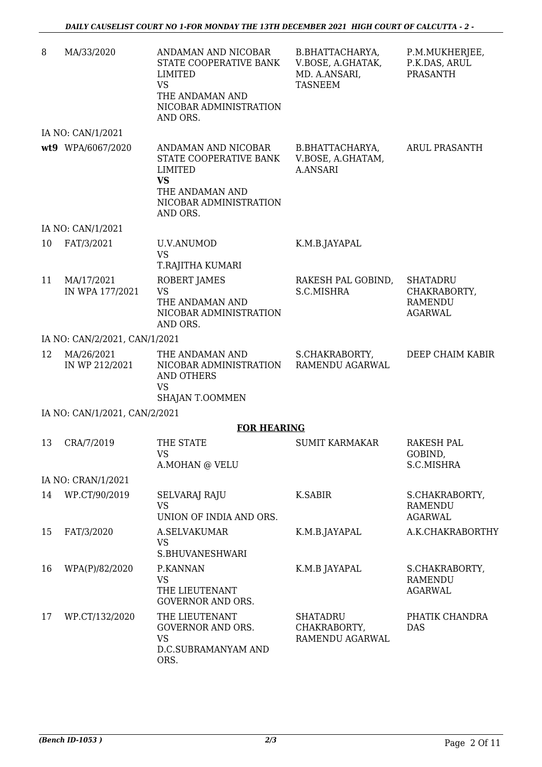| | | | | |
|---|---|---|---|---|
| 8 | MA/33/2020 | ANDAMAN AND NICOBAR STATE COOPERATIVE BANK LIMITED VS THE ANDAMAN AND NICOBAR ADMINISTRATION AND ORS. | B.BHATTACHARYA, V.BOSE, A.GHATAK, MD. A.ANSARI, TASNEEM | P.M.MUKHERJEE, P.K.DAS, ARUL PRASANTH |
| IA NO: CAN/1/2021 | | | | |
| **wt9** | WPA/6067/2020 | ANDAMAN AND NICOBAR STATE COOPERATIVE BANK LIMITED **VS** THE ANDAMAN AND NICOBAR ADMINISTRATION AND ORS. | B.BHATTACHARYA, V.BOSE, A.GHATAM, A.ANSARI | ARUL PRASANTH |
| IA NO: CAN/1/2021 | | | | |
| 10 | FAT/3/2021 | U.V.ANUMOD VS T.RAJITHA KUMARI | K.M.B.JAYAPAL | |
| 11 | MA/17/2021 IN WPA 177/2021 | ROBERT JAMES VS THE ANDAMAN AND NICOBAR ADMINISTRATION AND ORS. | RAKESH PAL GOBIND, S.C.MISHRA | SHATADRU CHAKRABORTY, RAMENDU AGARWAL |
| IA NO: CAN/2/2021, CAN/1/2021 | | | | |
| 12 | MA/26/2021 IN WP 212/2021 | THE ANDAMAN AND NICOBAR ADMINISTRATION AND OTHERS VS SHAJAN T.OOMMEN | S.CHAKRABORTY, RAMENDU AGARWAL | DEEP CHAIM KABIR |
| IA NO: CAN/1/2021, CAN/2/2021 | | | | |

**FOR HEARING**

| | | | | |
|---|---|---|---|---|
| 13 | CRA/7/2019 | THE STATE VS A.MOHAN @ VELU | SUMIT KARMAKAR | RAKESH PAL GOBIND, S.C.MISHRA |
| IA NO: CRAN/1/2021 | | | | |
| 14 | WP.CT/90/2019 | SELVARAJ RAJU VS UNION OF INDIA AND ORS. | K.SABIR | S.CHAKRABORTY, RAMENDU AGARWAL |
| 15 | FAT/3/2020 | A.SELVAKUMAR VS S.BHUVANESHWARI | K.M.B.JAYAPAL | A.K.CHAKRABORTHY |
| 16 | WPA(P)/82/2020 | P.KANNAN VS THE LIEUTENANT GOVERNOR AND ORS. | K.M.B JAYAPAL | S.CHAKRABORTY, RAMENDU AGARWAL |
| 17 | WP.CT/132/2020 | THE LIEUTENANT GOVERNOR AND ORS. VS D.C.SUBRAMANYAM AND ORS. | SHATADRU CHAKRABORTY, RAMENDU AGARWAL | PHATIK CHANDRA DAS |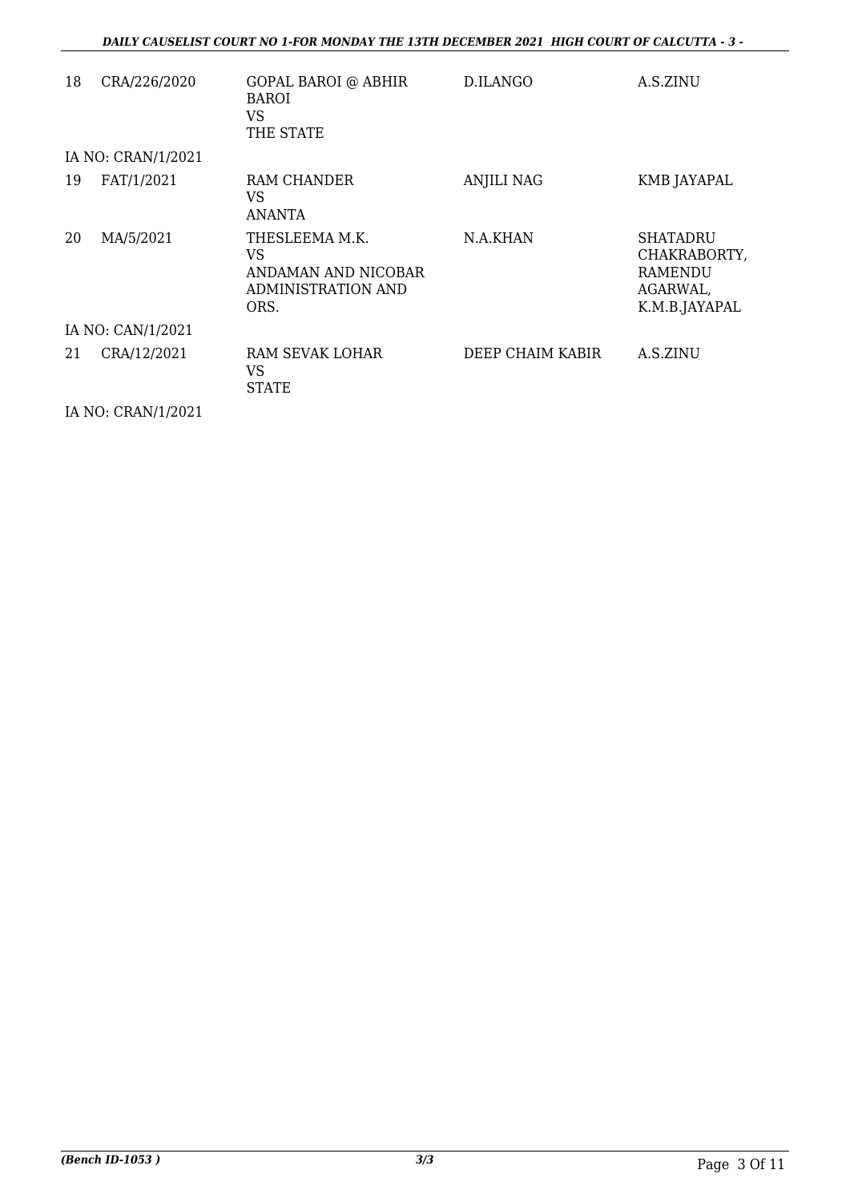| | | | | |
|---|---|---|---|---|
| 18 | CRA/226/2020 | GOPAL BAROI @ ABHIR BAROI<br>VS<br>THE STATE | D.ILANGO | A.S.ZINU |
| IA NO: CRAN/1/2021 | | | | |
| 19 | FAT/1/2021 | RAM CHANDER<br>VS<br>ANANTA | ANJILI NAG | KMB JAYAPAL |
| 20 | MA/5/2021 | THESLEEMA M.K.<br>VS<br>ANDAMAN AND NICOBAR ADMINISTRATION AND ORS. | N.A.KHAN | SHATADRU CHAKRABORTY, RAMENDU AGARWAL, K.M.B.JAYAPAL |
| IA NO: CAN/1/2021 | | | | |
| 21 | CRA/12/2021 | RAM SEVAK LOHAR<br>VS<br>STATE | DEEP CHAIM KABIR | A.S.ZINU |
| IA NO: CRAN/1/2021 | | | | |

*(Bench ID-1053 )* 3/3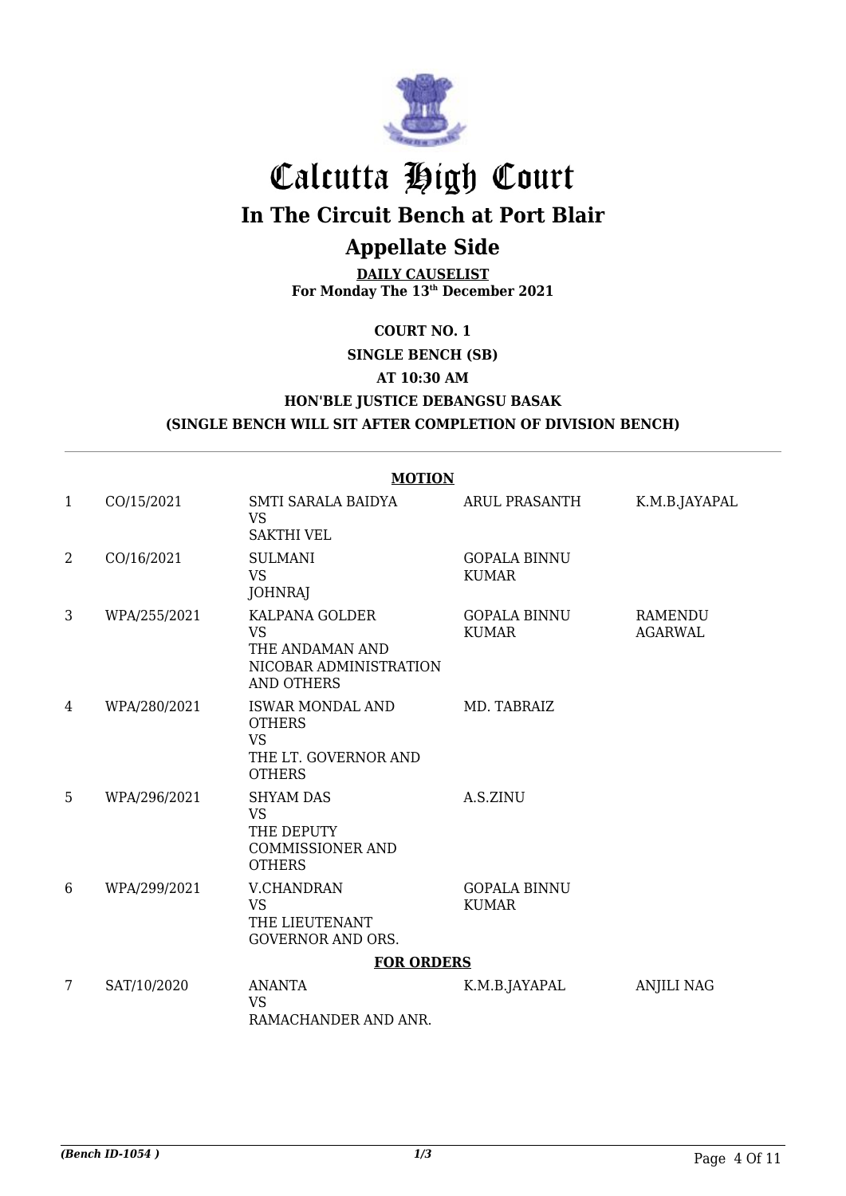# Calcutta High Court

## In The Circuit Bench at Port Blair

## Appellate Side

**DAILY CAUSELIST**
**For Monday The 13th December 2021**

**COURT NO. 1**

**SINGLE BENCH (SB)**

**AT 10:30 AM**

**HON'BLE JUSTICE DEBANGSU BASAK**

**(SINGLE BENCH WILL SIT AFTER COMPLETION OF DIVISION BENCH)**

**MOTION**

| | | | | |
|---|---|---|---|---|
| 1 | CO/15/2021 | SMTI SARALA BAIDYA VS SAKTHI VEL | ARUL PRASANTH | K.M.B.JAYAPAL |
| 2 | CO/16/2021 | SULMANI VS JOHNRAJ | GOPALA BINNU KUMAR | |
| 3 | WPA/255/2021 | KALPANA GOLDER VS THE ANDAMAN AND NICOBAR ADMINISTRATION AND OTHERS | GOPALA BINNU KUMAR | RAMENDU AGARWAL |
| 4 | WPA/280/2021 | ISWAR MONDAL AND OTHERS VS THE LT. GOVERNOR AND OTHERS | MD. TABRAIZ | |
| 5 | WPA/296/2021 | SHYAM DAS VS THE DEPUTY COMMISSIONER AND OTHERS | A.S.ZINU | |
| 6 | WPA/299/2021 | V.CHANDRAN VS THE LIEUTENANT GOVERNOR AND ORS. | GOPALA BINNU KUMAR | |

**FOR ORDERS**

| | | | | |
|---|---|---|---|---|
| 7 | SAT/10/2020 | ANANTA VS RAMACHANDER AND ANR. | K.M.B.JAYAPAL | ANJILI NAG |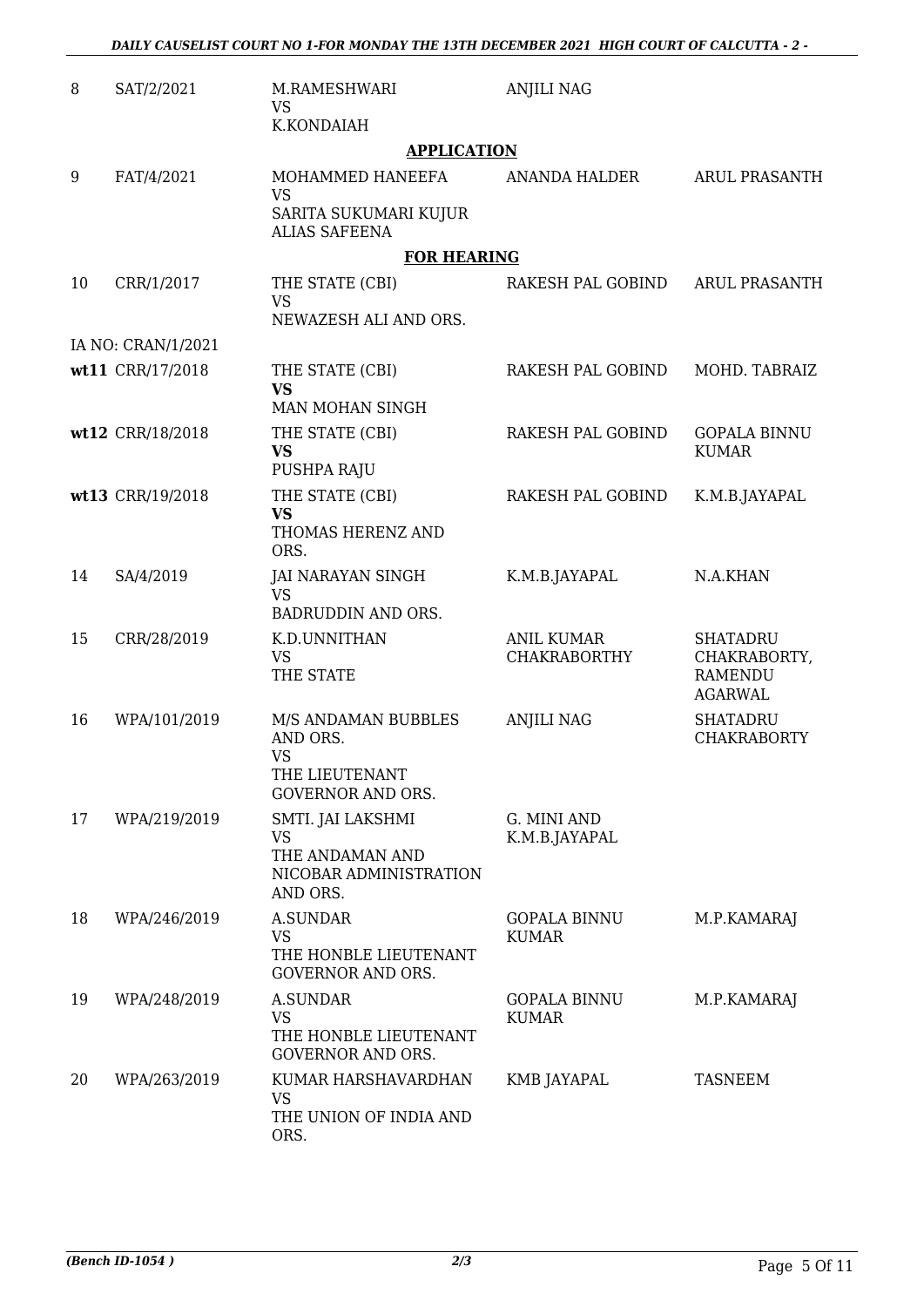| | | | | |
|---|---|---|---|---|
| 8 | SAT/2/2021 | M.RAMESHWARI<br>VS<br>K.KONDAIAH | ANJILI NAG | |
| | | **APPLICATION** | | |
| 9 | FAT/4/2021 | MOHAMMED HANEEFA<br>VS<br>SARITA SUKUMARI KUJUR ALIAS SAFEENA | ANANDA HALDER | ARUL PRASANTH |
| | | **FOR HEARING** | | |
| 10 | CRR/1/2017 | THE STATE (CBI)<br>VS<br>NEWAZESH ALI AND ORS. | RAKESH PAL GOBIND | ARUL PRASANTH |
| IA NO: CRAN/1/2021 | | | | |
| **wt11** | CRR/17/2018 | THE STATE (CBI)<br>**VS**<br>MAN MOHAN SINGH | RAKESH PAL GOBIND | MOHD. TABRAIZ |
| **wt12** | CRR/18/2018 | THE STATE (CBI)<br>**VS**<br>PUSHPA RAJU | RAKESH PAL GOBIND | GOPALA BINNU KUMAR |
| **wt13** | CRR/19/2018 | THE STATE (CBI)<br>**VS**<br>THOMAS HERENZ AND ORS. | RAKESH PAL GOBIND | K.M.B.JAYAPAL |
| 14 | SA/4/2019 | JAI NARAYAN SINGH<br>VS<br>BADRUDDIN AND ORS. | K.M.B.JAYAPAL | N.A.KHAN |
| 15 | CRR/28/2019 | K.D.UNNITHAN<br>VS<br>THE STATE | ANIL KUMAR CHAKRABORTHY | SHATADRU CHAKRABORTY, RAMENDU AGARWAL |
| 16 | WPA/101/2019 | M/S ANDAMAN BUBBLES AND ORS.<br>VS<br>THE LIEUTENANT GOVERNOR AND ORS. | ANJILI NAG | SHATADRU CHAKRABORTY |
| 17 | WPA/219/2019 | SMTI. JAI LAKSHMI<br>VS<br>THE ANDAMAN AND NICOBAR ADMINISTRATION AND ORS. | G. MINI AND K.M.B.JAYAPAL | |
| 18 | WPA/246/2019 | A.SUNDAR<br>VS<br>THE HONBLE LIEUTENANT GOVERNOR AND ORS. | GOPALA BINNU KUMAR | M.P.KAMARAJ |
| 19 | WPA/248/2019 | A.SUNDAR<br>VS<br>THE HONBLE LIEUTENANT GOVERNOR AND ORS. | GOPALA BINNU KUMAR | M.P.KAMARAJ |
| 20 | WPA/263/2019 | KUMAR HARSHAVARDHAN<br>VS<br>THE UNION OF INDIA AND ORS. | KMB JAYAPAL | TASNEEM |

*(Bench ID-1054 )* 2/3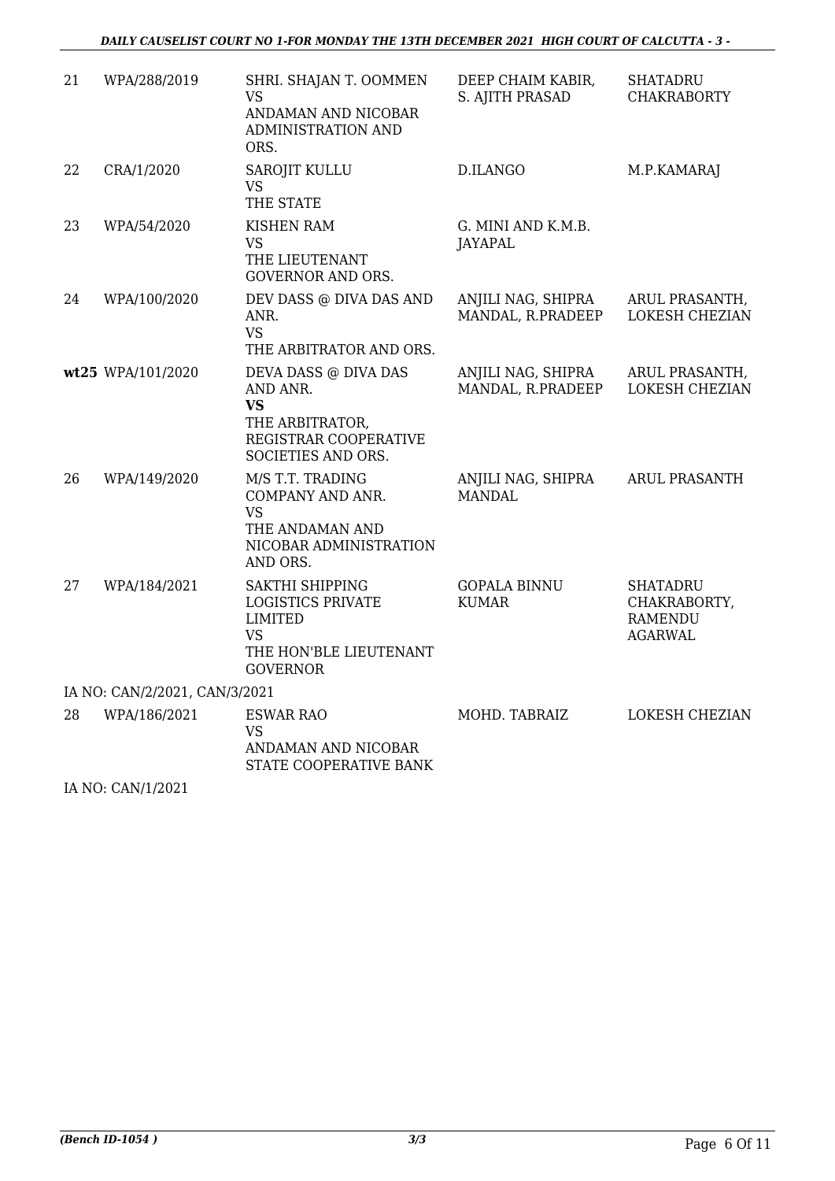| | | | | |
|---|---|---|---|---|
| 21 | WPA/288/2019 | SHRI. SHAJAN T. OOMMEN<br>VS<br>ANDAMAN AND NICOBAR ADMINISTRATION AND ORS. | DEEP CHAIM KABIR, S. AJITH PRASAD | SHATADRU CHAKRABORTY |
| 22 | CRA/1/2020 | SAROJIT KULLU<br>VS<br>THE STATE | D.ILANGO | M.P.KAMARAJ |
| 23 | WPA/54/2020 | KISHEN RAM<br>VS<br>THE LIEUTENANT GOVERNOR AND ORS. | G. MINI AND K.M.B. JAYAPAL | |
| 24 | WPA/100/2020 | DEV DASS @ DIVA DAS AND ANR.<br>VS<br>THE ARBITRATOR AND ORS. | ANJILI NAG, SHIPRA MANDAL, R.PRADEEP | ARUL PRASANTH, LOKESH CHEZIAN |
| **wt25** | WPA/101/2020 | DEVA DASS @ DIVA DAS AND ANR.<br>**VS**<br>THE ARBITRATOR, REGISTRAR COOPERATIVE SOCIETIES AND ORS. | ANJILI NAG, SHIPRA MANDAL, R.PRADEEP | ARUL PRASANTH, LOKESH CHEZIAN |
| 26 | WPA/149/2020 | M/S T.T. TRADING COMPANY AND ANR.<br>VS<br>THE ANDAMAN AND NICOBAR ADMINISTRATION AND ORS. | ANJILI NAG, SHIPRA MANDAL | ARUL PRASANTH |
| 27 | WPA/184/2021 | SAKTHI SHIPPING LOGISTICS PRIVATE LIMITED<br>VS<br>THE HON'BLE LIEUTENANT GOVERNOR | GOPALA BINNU KUMAR | SHATADRU CHAKRABORTY, RAMENDU AGARWAL |
| IA NO: CAN/2/2021, CAN/3/2021 | | | | |
| 28 | WPA/186/2021 | ESWAR RAO<br>VS<br>ANDAMAN AND NICOBAR STATE COOPERATIVE BANK | MOHD. TABRAIZ | LOKESH CHEZIAN |
| IA NO: CAN/1/2021 | | | | |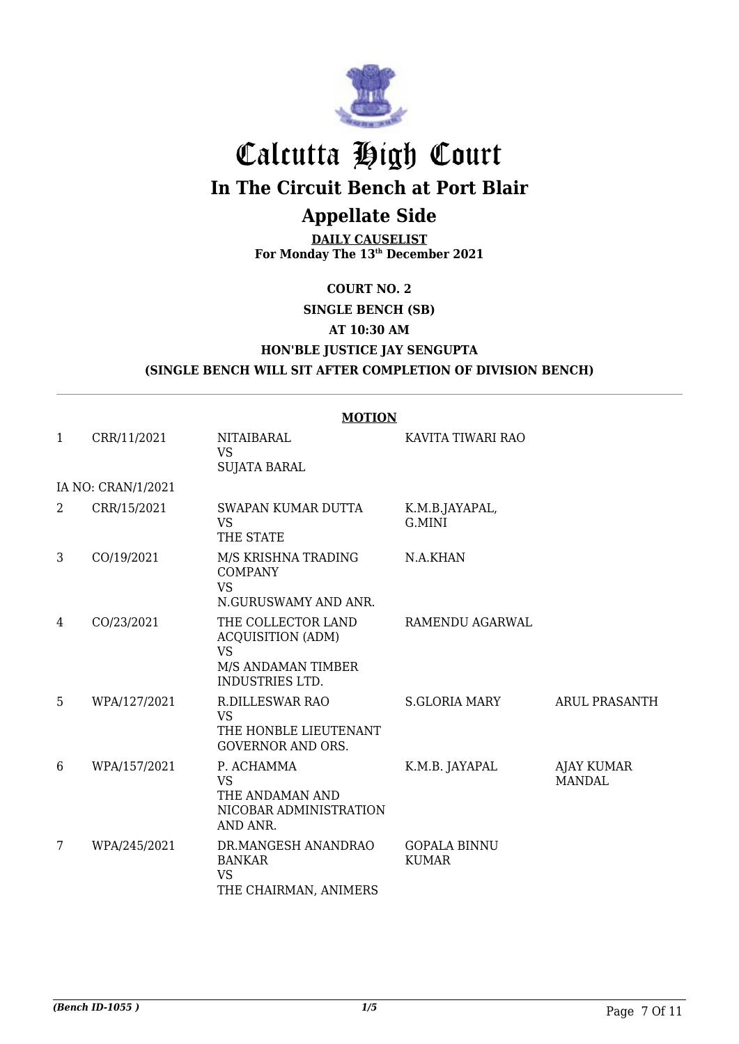# Calcutta High Court

## In The Circuit Bench at Port Blair

## Appellate Side

**DAILY CAUSELIST**
**For Monday The 13th December 2021**

**COURT NO. 2**

**SINGLE BENCH (SB)**

**AT 10:30 AM**

**HON'BLE JUSTICE JAY SENGUPTA**

**(SINGLE BENCH WILL SIT AFTER COMPLETION OF DIVISION BENCH)**

**MOTION**

| | | | | |
|---|---|---|---|---|
| 1 | CRR/11/2021 | NITAIBARAL VS SUJATA BARAL | KAVITA TIWARI RAO | |
| | IA NO: CRAN/1/2021 | | | |
| 2 | CRR/15/2021 | SWAPAN KUMAR DUTTA VS THE STATE | K.M.B.JAYAPAL, G.MINI | |
| 3 | CO/19/2021 | M/S KRISHNA TRADING COMPANY VS N.GURUSWAMY AND ANR. | N.A.KHAN | |
| 4 | CO/23/2021 | THE COLLECTOR LAND ACQUISITION (ADM) VS M/S ANDAMAN TIMBER INDUSTRIES LTD. | RAMENDU AGARWAL | |
| 5 | WPA/127/2021 | R.DILLESWAR RAO VS THE HONBLE LIEUTENANT GOVERNOR AND ORS. | S.GLORIA MARY | ARUL PRASANTH |
| 6 | WPA/157/2021 | P. ACHAMMA VS THE ANDAMAN AND NICOBAR ADMINISTRATION AND ANR. | K.M.B. JAYAPAL | AJAY KUMAR MANDAL |
| 7 | WPA/245/2021 | DR.MANGESH ANANDRAO BANKAR VS THE CHAIRMAN, ANIMERS | GOPALA BINNU KUMAR | |

*(Bench ID-1055 )* 1/5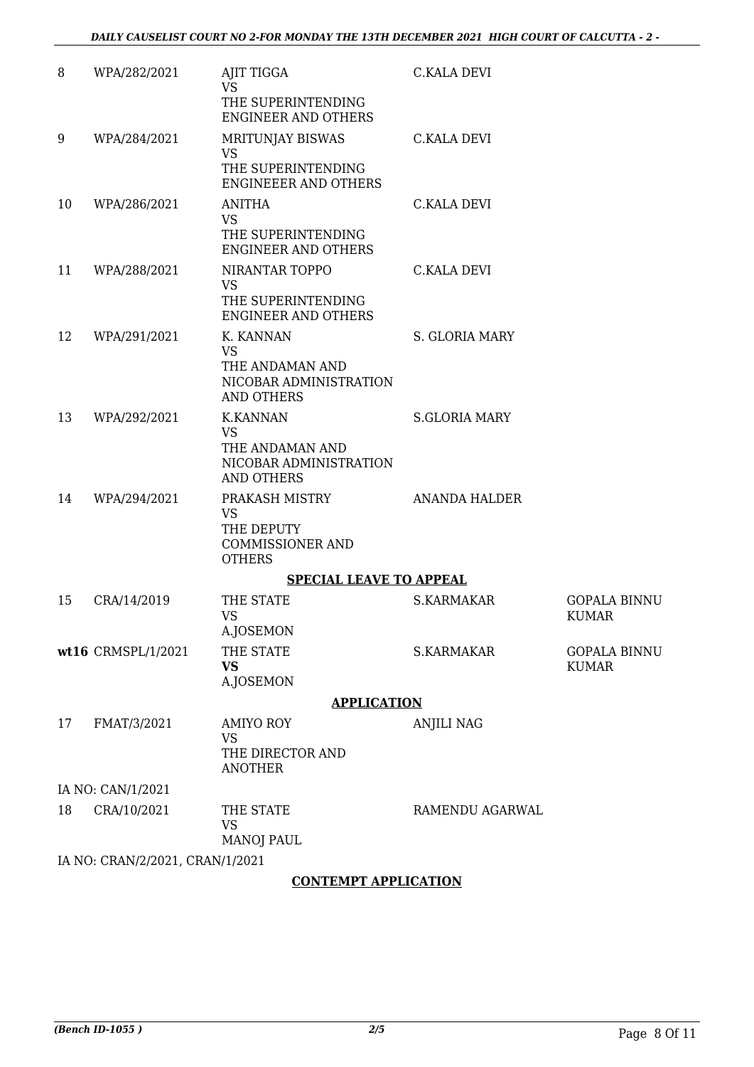| | | | | |
|---|---|---|---|---|
| 8 | WPA/282/2021 | AJIT TIGGA<br>VS<br>THE SUPERINTENDING ENGINEER AND OTHERS | C.KALA DEVI | |
| 9 | WPA/284/2021 | MRITUNJAY BISWAS<br>VS<br>THE SUPERINTENDING ENGINEEER AND OTHERS | C.KALA DEVI | |
| 10 | WPA/286/2021 | ANITHA<br>VS<br>THE SUPERINTENDING ENGINEER AND OTHERS | C.KALA DEVI | |
| 11 | WPA/288/2021 | NIRANTAR TOPPO<br>VS<br>THE SUPERINTENDING ENGINEER AND OTHERS | C.KALA DEVI | |
| 12 | WPA/291/2021 | K. KANNAN<br>VS<br>THE ANDAMAN AND NICOBAR ADMINISTRATION AND OTHERS | S. GLORIA MARY | |
| 13 | WPA/292/2021 | K.KANNAN<br>VS<br>THE ANDAMAN AND NICOBAR ADMINISTRATION AND OTHERS | S.GLORIA MARY | |
| 14 | WPA/294/2021 | PRAKASH MISTRY<br>VS<br>THE DEPUTY COMMISSIONER AND OTHERS | ANANDA HALDER | |

**SPECIAL LEAVE TO APPEAL**

| | | | | |
|---|---|---|---|---|
| 15 | CRA/14/2019 | THE STATE<br>VS<br>A.JOSEMON | S.KARMAKAR | GOPALA BINNU KUMAR |
| **wt16** | CRMSPL/1/2021 | THE STATE<br>**VS**<br>A.JOSEMON | S.KARMAKAR | GOPALA BINNU KUMAR |

**APPLICATION**

| | | | | |
|---|---|---|---|---|
| 17 | FMAT/3/2021 | AMIYO ROY<br>VS<br>THE DIRECTOR AND ANOTHER | ANJILI NAG | |

IA NO: CAN/1/2021

| | | | | |
|---|---|---|---|---|
| 18 | CRA/10/2021 | THE STATE<br>VS<br>MANOJ PAUL | RAMENDU AGARWAL | |

IA NO: CRAN/2/2021, CRAN/1/2021

**CONTEMPT APPLICATION**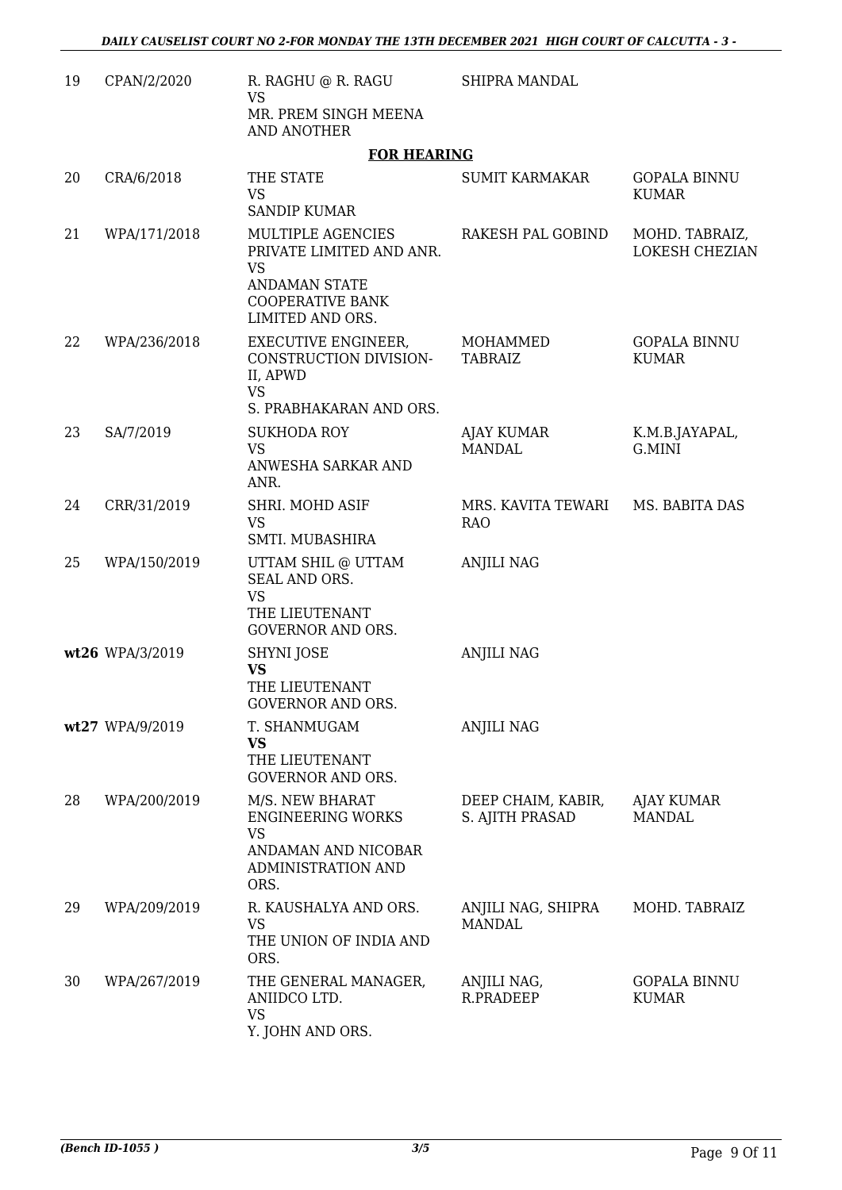| | | | | |
|---|---|---|---|---|
| 19 | CPAN/2/2020 | R. RAGHU @ R. RAGU<br>VS<br>MR. PREM SINGH MEENA AND ANOTHER | SHIPRA MANDAL | |

**FOR HEARING**

| | | | | |
|---|---|---|---|---|
| 20 | CRA/6/2018 | THE STATE<br>VS<br>SANDIP KUMAR | SUMIT KARMAKAR | GOPALA BINNU KUMAR |
| 21 | WPA/171/2018 | MULTIPLE AGENCIES PRIVATE LIMITED AND ANR.<br>VS<br>ANDAMAN STATE COOPERATIVE BANK LIMITED AND ORS. | RAKESH PAL GOBIND | MOHD. TABRAIZ, LOKESH CHEZIAN |
| 22 | WPA/236/2018 | EXECUTIVE ENGINEER, CONSTRUCTION DIVISION-II, APWD<br>VS<br>S. PRABHAKARAN AND ORS. | MOHAMMED TABRAIZ | GOPALA BINNU KUMAR |
| 23 | SA/7/2019 | SUKHODA ROY<br>VS<br>ANWESHA SARKAR AND ANR. | AJAY KUMAR MANDAL | K.M.B.JAYAPAL, G.MINI |
| 24 | CRR/31/2019 | SHRI. MOHD ASIF<br>VS<br>SMTI. MUBASHIRA | MRS. KAVITA TEWARI RAO | MS. BABITA DAS |
| 25 | WPA/150/2019 | UTTAM SHIL @ UTTAM SEAL AND ORS.<br>VS<br>THE LIEUTENANT GOVERNOR AND ORS. | ANJILI NAG | |
| **wt26** | WPA/3/2019 | SHYNI JOSE<br>**VS**<br>THE LIEUTENANT GOVERNOR AND ORS. | ANJILI NAG | |
| **wt27** | WPA/9/2019 | T. SHANMUGAM<br>**VS**<br>THE LIEUTENANT GOVERNOR AND ORS. | ANJILI NAG | |
| 28 | WPA/200/2019 | M/S. NEW BHARAT ENGINEERING WORKS<br>VS<br>ANDAMAN AND NICOBAR ADMINISTRATION AND ORS. | DEEP CHAIM, KABIR, S. AJITH PRASAD | AJAY KUMAR MANDAL |
| 29 | WPA/209/2019 | R. KAUSHALYA AND ORS.<br>VS<br>THE UNION OF INDIA AND ORS. | ANJILI NAG, SHIPRA MANDAL | MOHD. TABRAIZ |
| 30 | WPA/267/2019 | THE GENERAL MANAGER, ANIIDCO LTD.<br>VS<br>Y. JOHN AND ORS. | ANJILI NAG, R.PRADEEP | GOPALA BINNU KUMAR |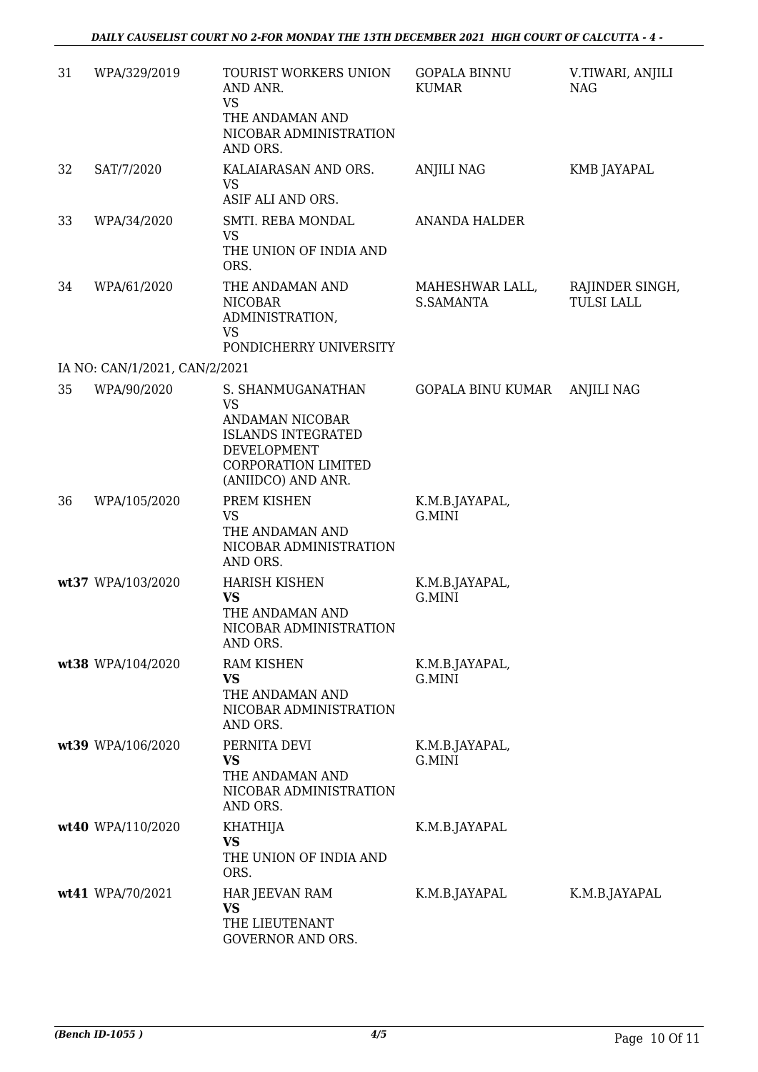| | | | | |
|---|---|---|---|---|
| 31 | WPA/329/2019 | TOURIST WORKERS UNION AND ANR.<br>VS<br>THE ANDAMAN AND NICOBAR ADMINISTRATION AND ORS. | GOPALA BINNU KUMAR | V.TIWARI, ANJILI NAG |
| 32 | SAT/7/2020 | KALAIARASAN AND ORS.<br>VS<br>ASIF ALI AND ORS. | ANJILI NAG | KMB JAYAPAL |
| 33 | WPA/34/2020 | SMTI. REBA MONDAL<br>VS<br>THE UNION OF INDIA AND ORS. | ANANDA HALDER | |
| 34 | WPA/61/2020 | THE ANDAMAN AND NICOBAR ADMINISTRATION,<br>VS<br>PONDICHERRY UNIVERSITY | MAHESHWAR LALL, S.SAMANTA | RAJINDER SINGH, TULSI LALL |
| IA NO: CAN/1/2021, CAN/2/2021 | | | | |
| 35 | WPA/90/2020 | S. SHANMUGANATHAN<br>VS<br>ANDAMAN NICOBAR ISLANDS INTEGRATED DEVELOPMENT CORPORATION LIMITED (ANIIDCO) AND ANR. | GOPALA BINU KUMAR | ANJILI NAG |
| 36 | WPA/105/2020 | PREM KISHEN<br>VS<br>THE ANDAMAN AND NICOBAR ADMINISTRATION AND ORS. | K.M.B.JAYAPAL, G.MINI | |
| **wt37** | WPA/103/2020 | HARISH KISHEN<br>**VS**<br>THE ANDAMAN AND NICOBAR ADMINISTRATION AND ORS. | K.M.B.JAYAPAL, G.MINI | |
| **wt38** | WPA/104/2020 | RAM KISHEN<br>**VS**<br>THE ANDAMAN AND NICOBAR ADMINISTRATION AND ORS. | K.M.B.JAYAPAL, G.MINI | |
| **wt39** | WPA/106/2020 | PERNITA DEVI<br>**VS**<br>THE ANDAMAN AND NICOBAR ADMINISTRATION AND ORS. | K.M.B.JAYAPAL, G.MINI | |
| **wt40** | WPA/110/2020 | KHATHIJA<br>**VS**<br>THE UNION OF INDIA AND ORS. | K.M.B.JAYAPAL | |
| **wt41** | WPA/70/2021 | HAR JEEVAN RAM<br>**VS**<br>THE LIEUTENANT GOVERNOR AND ORS. | K.M.B.JAYAPAL | K.M.B.JAYAPAL |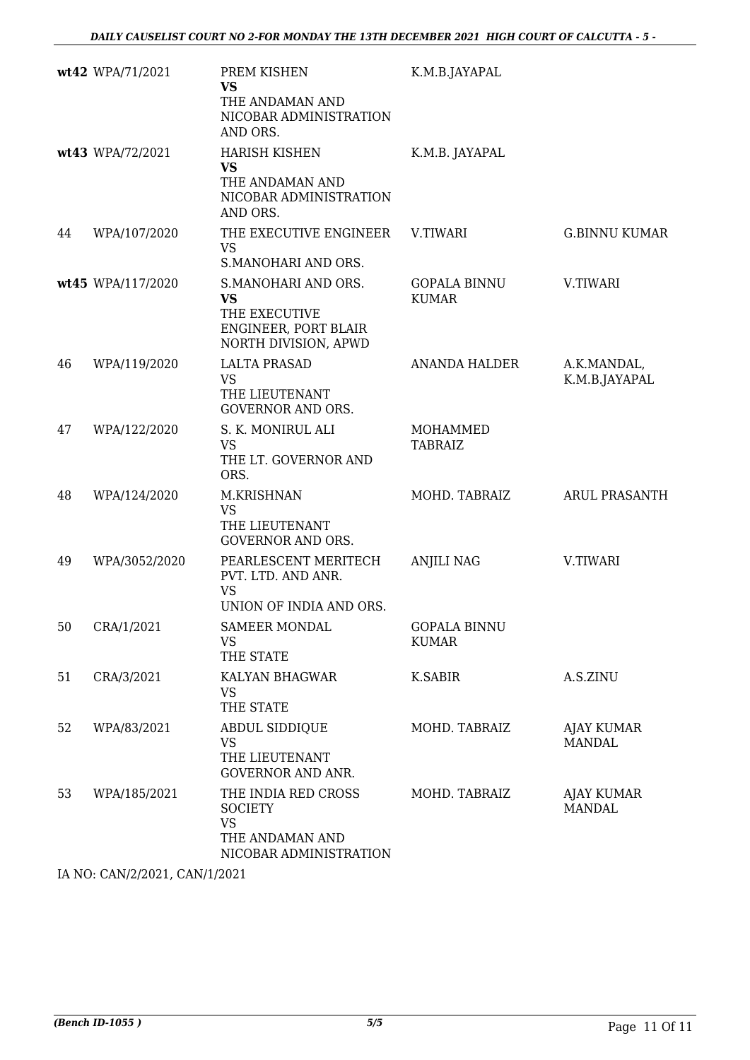| | | | | |
|---|---|---|---|---|
| wt42 | WPA/71/2021 | PREM KISHEN<br>**VS**<br>THE ANDAMAN AND NICOBAR ADMINISTRATION AND ORS. | K.M.B.JAYAPAL | |
| wt43 | WPA/72/2021 | HARISH KISHEN<br>**VS**<br>THE ANDAMAN AND NICOBAR ADMINISTRATION AND ORS. | K.M.B. JAYAPAL | |
| 44 | WPA/107/2020 | THE EXECUTIVE ENGINEER<br>VS<br>S.MANOHARI AND ORS. | V.TIWARI | G.BINNU KUMAR |
| wt45 | WPA/117/2020 | S.MANOHARI AND ORS.<br>**VS**<br>THE EXECUTIVE ENGINEER, PORT BLAIR NORTH DIVISION, APWD | GOPALA BINNU KUMAR | V.TIWARI |
| 46 | WPA/119/2020 | LALTA PRASAD<br>VS<br>THE LIEUTENANT GOVERNOR AND ORS. | ANANDA HALDER | A.K.MANDAL, K.M.B.JAYAPAL |
| 47 | WPA/122/2020 | S. K. MONIRUL ALI<br>VS<br>THE LT. GOVERNOR AND ORS. | MOHAMMED TABRAIZ | |
| 48 | WPA/124/2020 | M.KRISHNAN<br>VS<br>THE LIEUTENANT GOVERNOR AND ORS. | MOHD. TABRAIZ | ARUL PRASANTH |
| 49 | WPA/3052/2020 | PEARLESCENT MERITECH PVT. LTD. AND ANR.<br>VS<br>UNION OF INDIA AND ORS. | ANJILI NAG | V.TIWARI |
| 50 | CRA/1/2021 | SAMEER MONDAL<br>VS<br>THE STATE | GOPALA BINNU KUMAR | |
| 51 | CRA/3/2021 | KALYAN BHAGWAR<br>VS<br>THE STATE | K.SABIR | A.S.ZINU |
| 52 | WPA/83/2021 | ABDUL SIDDIQUE<br>VS<br>THE LIEUTENANT GOVERNOR AND ANR. | MOHD. TABRAIZ | AJAY KUMAR MANDAL |
| 53 | WPA/185/2021 | THE INDIA RED CROSS SOCIETY<br>VS<br>THE ANDAMAN AND NICOBAR ADMINISTRATION | MOHD. TABRAIZ | AJAY KUMAR MANDAL |

IA NO: CAN/2/2021, CAN/1/2021